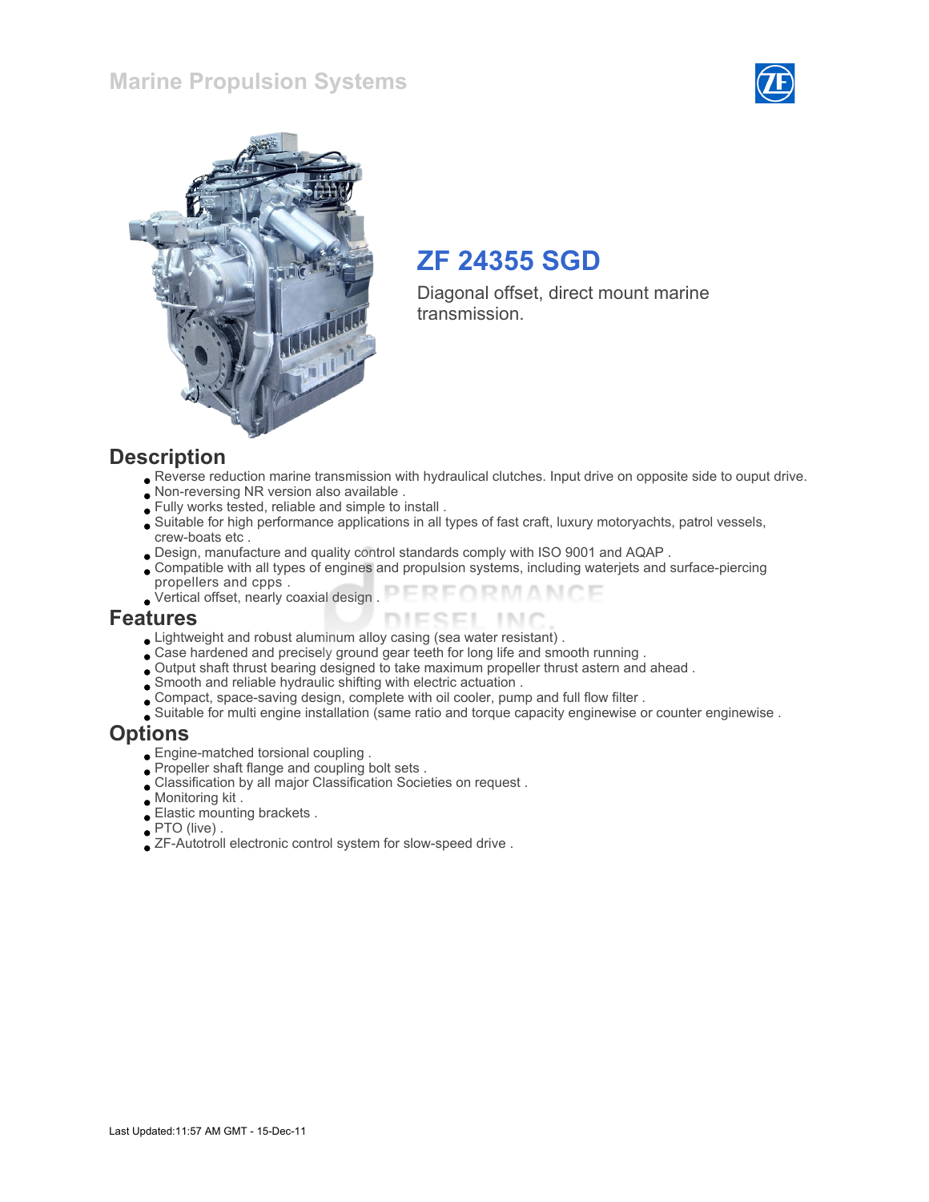Marine Propulsion Systems

# ZF 24355 SGD

Diagonal offset, direct mount marine transmission.

## Description

- Reverse reduction marine transmission with hydraulical clutches. Input drive on opposite side to ouput drive.
- Non-reversing NR version also available .
- Fully works tested, reliable and simple to install .
- Suitable for high performance applications in all types of fast craft, luxury motoryachts, patrol vessels, crew-boats etc .
- Design, manufacture and quality control standards comply with ISO 9001 and AQAP .
- Compatible with all types of engines and propulsion systems, including waterjets and surface-piercing propellers and cpps .
- Vertical offset, nearly coaxial design .

## Features

- Lightweight and robust aluminum alloy casing (sea water resistant) .
- Case hardened and precisely ground gear teeth for long life and smooth running .
- Output shaft thrust bearing designed to take maximum propeller thrust astern and ahead .
- Smooth and reliable hydraulic shifting with electric actuation .
- Compact, space-saving design, complete with oil cooler, pump and full flow filter .
- Suitable for multi engine installation (same ratio and torque capacity enginewise or counter enginewise .

## Options

- Engine-matched torsional coupling .
- Propeller shaft flange and coupling bolt sets .
- Classification by all major Classification Societies on request .
- Monitoring kit .
- Elastic mounting brackets .
- PTO (live) .
- ZF-Autotroll electronic control system for slow-speed drive .

Last Updated:11:57 AM GMT - 15-Dec-11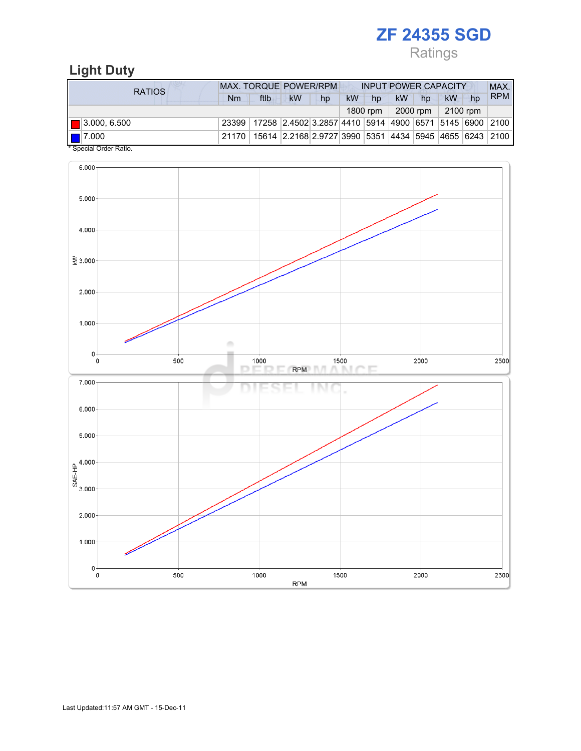# ZF 24355 SGD

Ratings

## Light Duty

| RATIOS | MAX. TORQUE | | POWER/RPM | | INPUT POWER CAPACITY | | | | | | MAX. RPM |
|---|---|---|---|---|---|---|---|---|---|---|---|
| | Nm | ftlb | kW | hp | kW | hp | kW | hp | kW | hp | |
| | | | | | 1800 rpm | | 2000 rpm | | 2100 rpm | | |
| 3.000, 6.500 | 23399 | 17258 | 2.4502 | 3.2857 | 4410 | 5914 | 4900 | 6571 | 5145 | 6900 | 2100 |
| 7.000 | 21170 | 15614 | 2.2168 | 2.9727 | 3990 | 5351 | 4434 | 5945 | 4655 | 6243 | 2100 |

* Special Order Ratio.

Last Updated:11:57 AM GMT - 15-Dec-11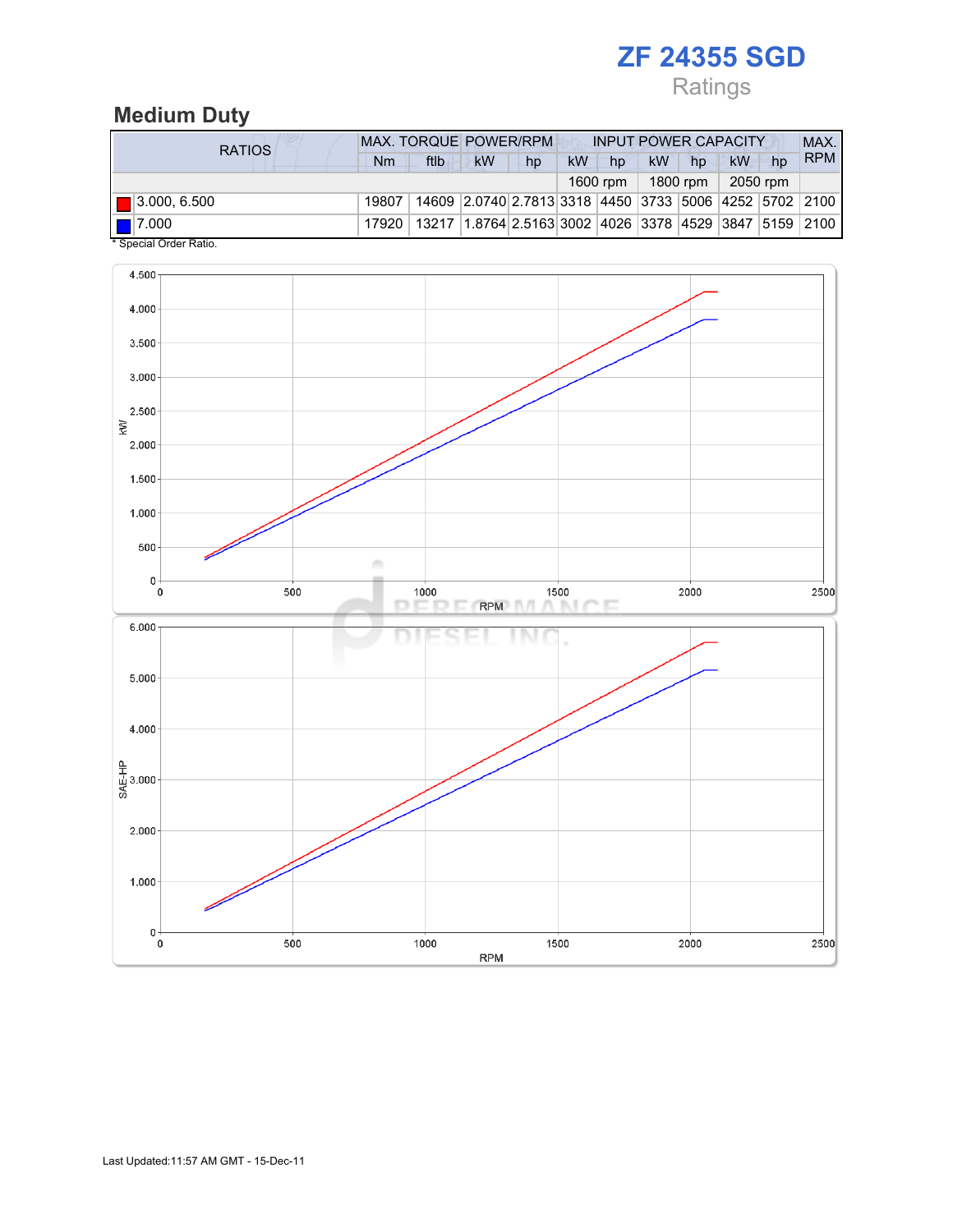# ZF 24355 SGD

Ratings

## Medium Duty

| RATIOS | MAX. TORQUE | | POWER/RPM | | INPUT POWER CAPACITY | | | | | | MAX. RPM |
|---|---|---|---|---|---|---|---|---|---|---|---|
| | Nm | ftlb | kW | hp | kW | hp | kW | hp | kW | hp | |
| | | | | | 1600 rpm | | 1800 rpm | | 2050 rpm | | |
| 3.000, 6.500 | 19807 | 14609 | 2.0740 | 2.7813 | 3318 | 4450 | 3733 | 5006 | 4252 | 5702 | 2100 |
| 7.000 | 17920 | 13217 | 1.8764 | 2.5163 | 3002 | 4026 | 3378 | 4529 | 3847 | 5159 | 2100 |

* Special Order Ratio.

Last Updated:11:57 AM GMT - 15-Dec-11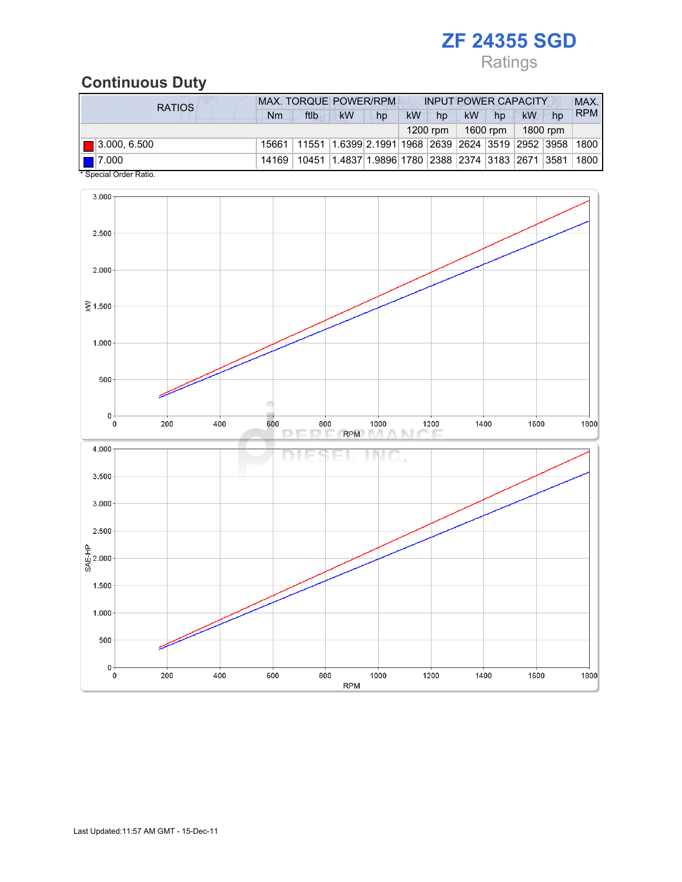# ZF 24355 SGD

Ratings

## Continuous Duty

| RATIOS | MAX. TORQUE | | POWER/RPM | | INPUT POWER CAPACITY | | | | | | MAX. RPM |
|---|---|---|---|---|---|---|---|---|---|---|---|
| | Nm | ftlb | kW | hp | kW | hp | kW | hp | kW | hp | |
| | | | | | 1200 rpm | | 1600 rpm | | 1800 rpm | | |
| 3.000, 6.500 | 15661 | 11551 | 1.6399 | 2.1991 | 1968 | 2639 | 2624 | 3519 | 2952 | 3958 | 1800 |
| 7.000 | 14169 | 10451 | 1.4837 | 1.9896 | 1780 | 2388 | 2374 | 3183 | 2671 | 3581 | 1800 |

* Special Order Ratio.

Last Updated:11:57 AM GMT - 15-Dec-11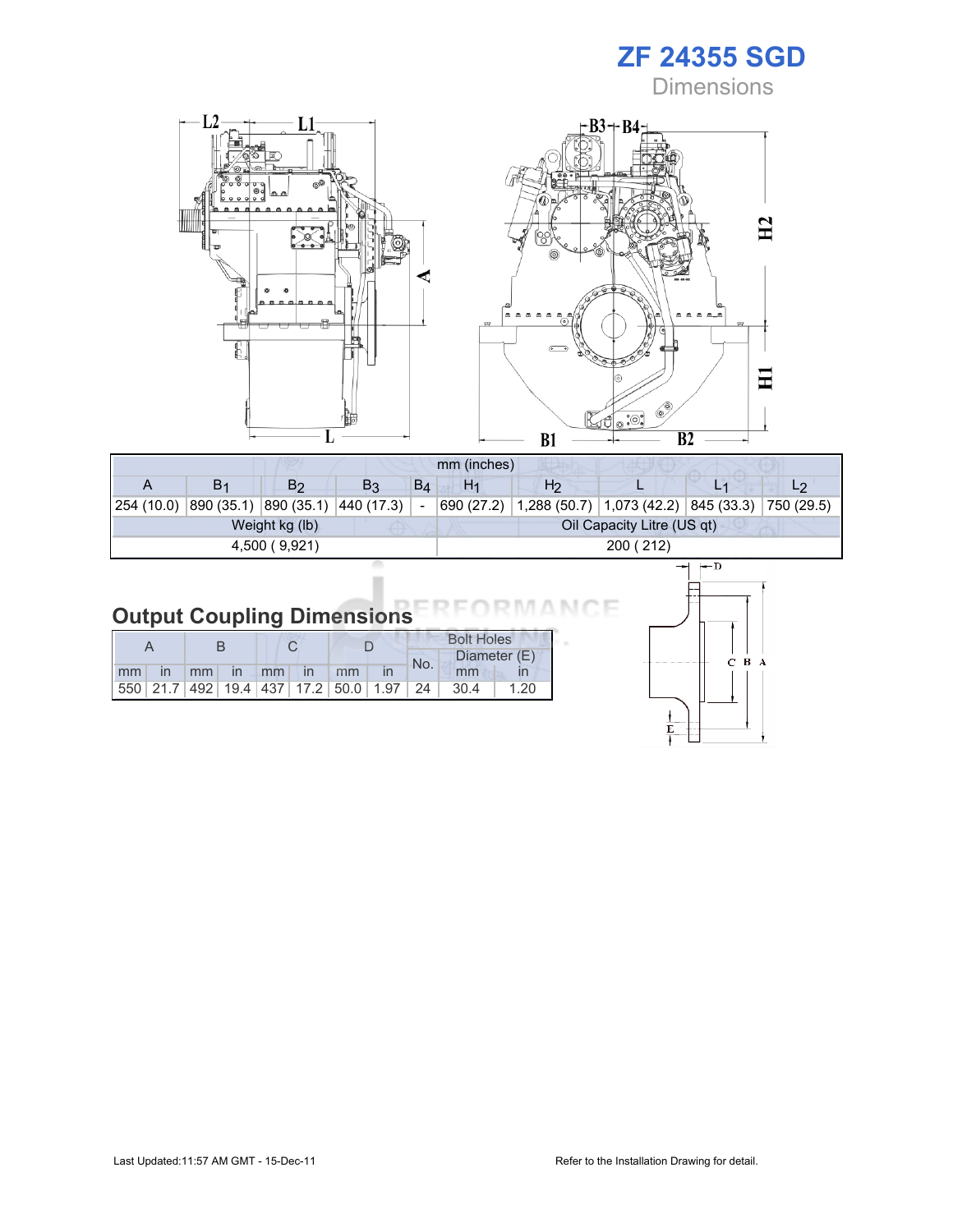# ZF 24355 SGD

Dimensions

| mm (inches) | | | | | | | | | |
|---|---|---|---|---|---|---|---|---|---|
| A | $B_1$ | $B_2$ | $B_3$ | $B_4$ | $H_1$ | $H_2$ | L | $L_1$ | $L_2$ |
| 254 (10.0) | 890 (35.1) | 890 (35.1) | 440 (17.3) | - | 690 (27.2) | 1,288 (50.7) | 1,073 (42.2) | 845 (33.3) | 750 (29.5) |
| Weight kg (lb) | | | | | Oil Capacity Litre (US qt) | | | | |
| 4,500 ( 9,921) | | | | | 200 ( 212) | | | | |

## Output Coupling Dimensions

| A | | B | | C | | D | | Bolt Holes | | |
|---|---|---|---|---|---|---|---|---|---|---|
| | | | | | | | | No. | Diameter (E) | |
| mm | in | mm | in | mm | in | mm | in | | mm | in |
| 550 | 21.7 | 492 | 19.4 | 437 | 17.2 | 50.0 | 1.97 | 24 | 30.4 | 1.20 |

Last Updated:11:57 AM GMT - 15-Dec-11

Refer to the Installation Drawing for detail.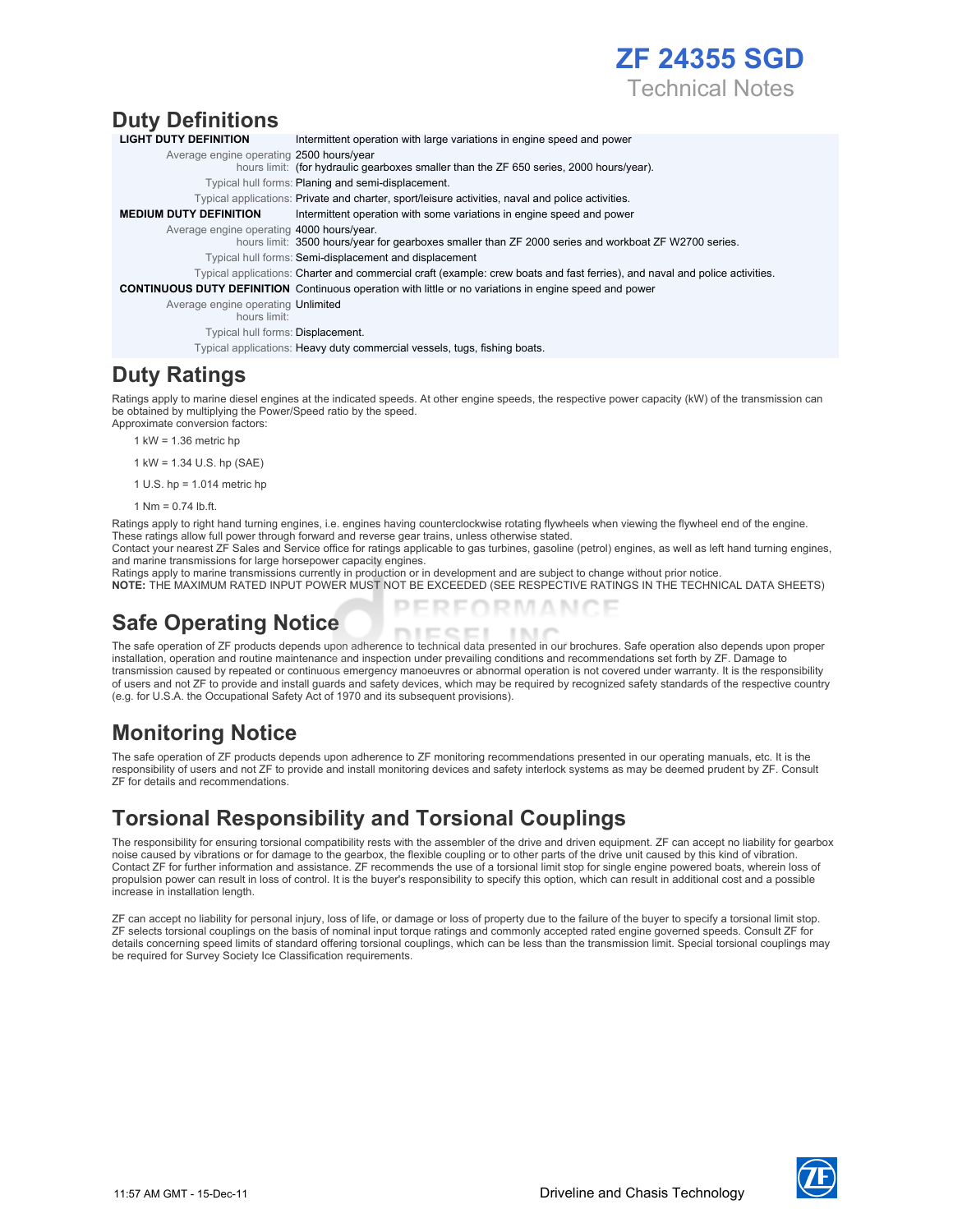# ZF 24355 SGD
Technical Notes

## Duty Definitions

| | |
|---|---|
| **LIGHT DUTY DEFINITION** | Intermittent operation with large variations in engine speed and power |
| Average engine operating hours limit: | 2500 hours/year (for hydraulic gearboxes smaller than the ZF 650 series, 2000 hours/year). |
| Typical hull forms: | Planing and semi-displacement. |
| Typical applications: | Private and charter, sport/leisure activities, naval and police activities. |
| **MEDIUM DUTY DEFINITION** | Intermittent operation with some variations in engine speed and power |
| Average engine operating hours limit: | 4000 hours/year. 3500 hours/year for gearboxes smaller than ZF 2000 series and workboat ZF W2700 series. |
| Typical hull forms: | Semi-displacement and displacement |
| Typical applications: | Charter and commercial craft (example: crew boats and fast ferries), and naval and police activities. |
| **CONTINUOUS DUTY DEFINITION** | Continuous operation with little or no variations in engine speed and power |
| Average engine operating hours limit: | Unlimited |
| Typical hull forms: | Displacement. |
| Typical applications: | Heavy duty commercial vessels, tugs, fishing boats. |

## Duty Ratings

Ratings apply to marine diesel engines at the indicated speeds. At other engine speeds, the respective power capacity (kW) of the transmission can be obtained by multiplying the Power/Speed ratio by the speed.
Approximate conversion factors:

1 kW = 1.36 metric hp

1 kW = 1.34 U.S. hp (SAE)

1 U.S. hp = 1.014 metric hp

1 Nm = 0.74 lb.ft.

Ratings apply to right hand turning engines, i.e. engines having counterclockwise rotating flywheels when viewing the flywheel end of the engine. These ratings allow full power through forward and reverse gear trains, unless otherwise stated.
Contact your nearest ZF Sales and Service office for ratings applicable to gas turbines, gasoline (petrol) engines, as well as left hand turning engines, and marine transmissions for large horsepower capacity engines.
Ratings apply to marine transmissions currently in production or in development and are subject to change without prior notice.
**NOTE:** THE MAXIMUM RATED INPUT POWER MUST NOT BE EXCEEDED (SEE RESPECTIVE RATINGS IN THE TECHNICAL DATA SHEETS)

## Safe Operating Notice

The safe operation of ZF products depends upon adherence to technical data presented in our brochures. Safe operation also depends upon proper installation, operation and routine maintenance and inspection under prevailing conditions and recommendations set forth by ZF. Damage to transmission caused by repeated or continuous emergency manoeuvres or abnormal operation is not covered under warranty. It is the responsibility of users and not ZF to provide and install guards and safety devices, which may be required by recognized safety standards of the respective country (e.g. for U.S.A. the Occupational Safety Act of 1970 and its subsequent provisions).

## Monitoring Notice

The safe operation of ZF products depends upon adherence to ZF monitoring recommendations presented in our operating manuals, etc. It is the responsibility of users and not ZF to provide and install monitoring devices and safety interlock systems as may be deemed prudent by ZF. Consult ZF for details and recommendations.

## Torsional Responsibility and Torsional Couplings

The responsibility for ensuring torsional compatibility rests with the assembler of the drive and driven equipment. ZF can accept no liability for gearbox noise caused by vibrations or for damage to the gearbox, the flexible coupling or to other parts of the drive unit caused by this kind of vibration. Contact ZF for further information and assistance. ZF recommends the use of a torsional limit stop for single engine powered boats, wherein loss of propulsion power can result in loss of control. It is the buyer's responsibility to specify this option, which can result in additional cost and a possible increase in installation length.

ZF can accept no liability for personal injury, loss of life, or damage or loss of property due to the failure of the buyer to specify a torsional limit stop. ZF selects torsional couplings on the basis of nominal input torque ratings and commonly accepted rated engine governed speeds. Consult ZF for details concerning speed limits of standard offering torsional couplings, which can be less than the transmission limit. Special torsional couplings may be required for Survey Society Ice Classification requirements.